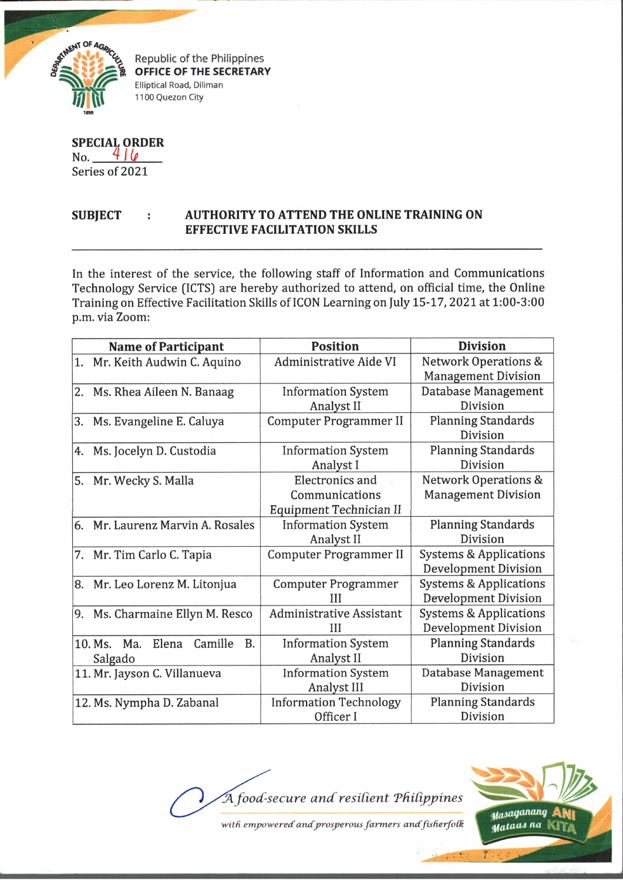Republic of the Philippines
**OFFICE OF THE SECRETARY**
Elliptical Road, Diliman
1100 Quezon City

**SPECIAL ORDER**
No. 416
Series of 2021

**SUBJECT : AUTHORITY TO ATTEND THE ONLINE TRAINING ON EFFECTIVE FACILITATION SKILLS**

In the interest of the service, the following staff of Information and Communications Technology Service (ICTS) are hereby authorized to attend, on official time, the Online Training on Effective Facilitation Skills of ICON Learning on July 15-17, 2021 at 1:00-3:00 p.m. via Zoom:

| Name of Participant | Position | Division |
|---|---|---|
| 1. Mr. Keith Audwin C. Aquino | Administrative Aide VI | Network Operations & Management Division |
| 2. Ms. Rhea Aileen N. Banaag | Information System Analyst II | Database Management Division |
| 3. Ms. Evangeline E. Caluya | Computer Programmer II | Planning Standards Division |
| 4. Ms. Jocelyn D. Custodia | Information System Analyst I | Planning Standards Division |
| 5. Mr. Wecky S. Malla | Electronics and Communications Equipment Technician II | Network Operations & Management Division |
| 6. Mr. Laurenz Marvin A. Rosales | Information System Analyst II | Planning Standards Division |
| 7. Mr. Tim Carlo C. Tapia | Computer Programmer II | Systems & Applications Development Division |
| 8. Mr. Leo Lorenz M. Litonjua | Computer Programmer III | Systems & Applications Development Division |
| 9. Ms. Charmaine Ellyn M. Resco | Administrative Assistant III | Systems & Applications Development Division |
| 10. Ms. Ma. Elena Camille B. Salgado | Information System Analyst II | Planning Standards Division |
| 11. Mr. Jayson C. Villanueva | Information System Analyst III | Database Management Division |
| 12. Ms. Nympha D. Zabanal | Information Technology Officer I | Planning Standards Division |

*A food-secure and resilient Philippines with empowered and prosperous farmers and fisherfolk*

Masaganang ANI Mataas na KITA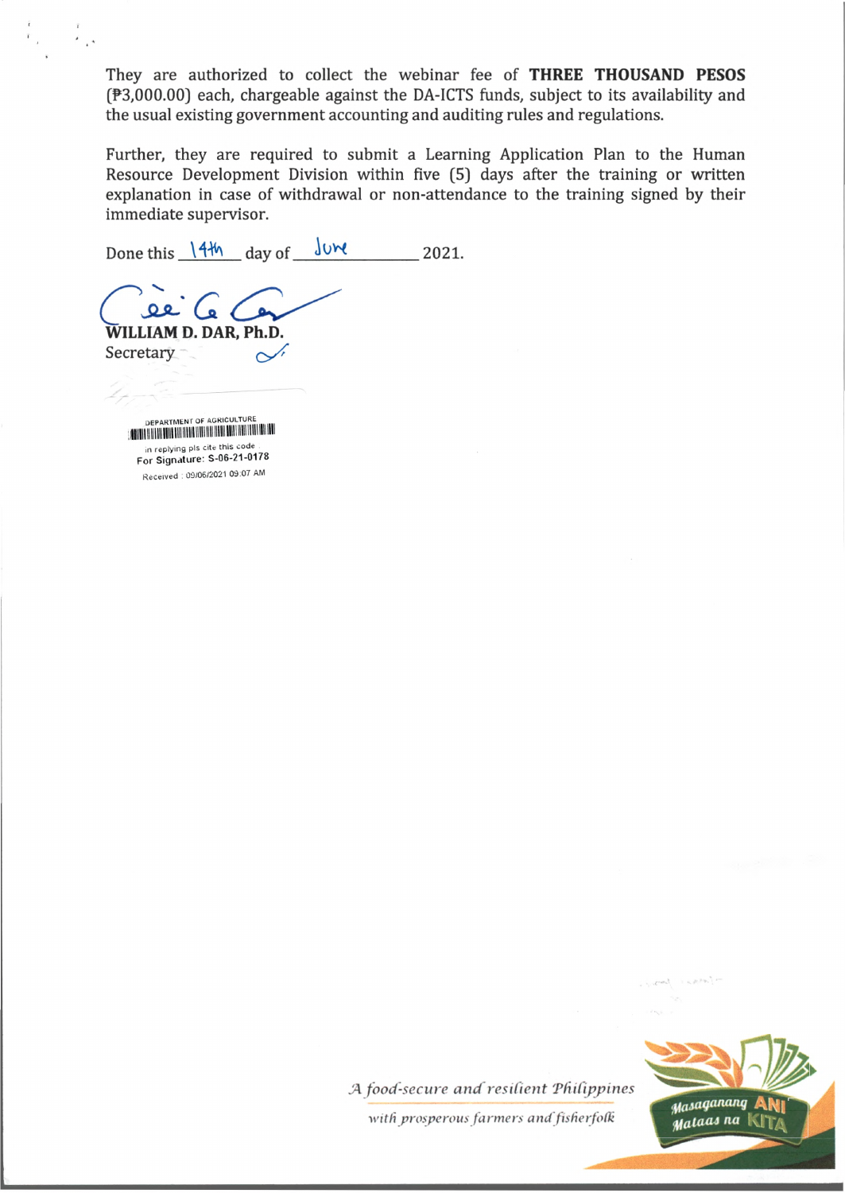They are authorized to collect the webinar fee of **THREE THOUSAND PESOS** (₱3,000.00) each, chargeable against the DA-ICTS funds, subject to its availability and the usual existing government accounting and auditing rules and regulations.

Further, they are required to submit a Learning Application Plan to the Human Resource Development Division within five (5) days after the training or written explanation in case of withdrawal or non-attendance to the training signed by their immediate supervisor.

Done this 14th day of June 2021.

**WILLIAM D. DAR, Ph.D.**
Secretary

DEPARTMENT OF AGRICULTURE
in replying pls cite this code
For Signature: S-06-21-0178
Received : 09/06/2021 09:07 AM

*A food-secure and resilient Philippines with prosperous farmers and fisherfolk*

Masaganang ANI Mataas na KITA